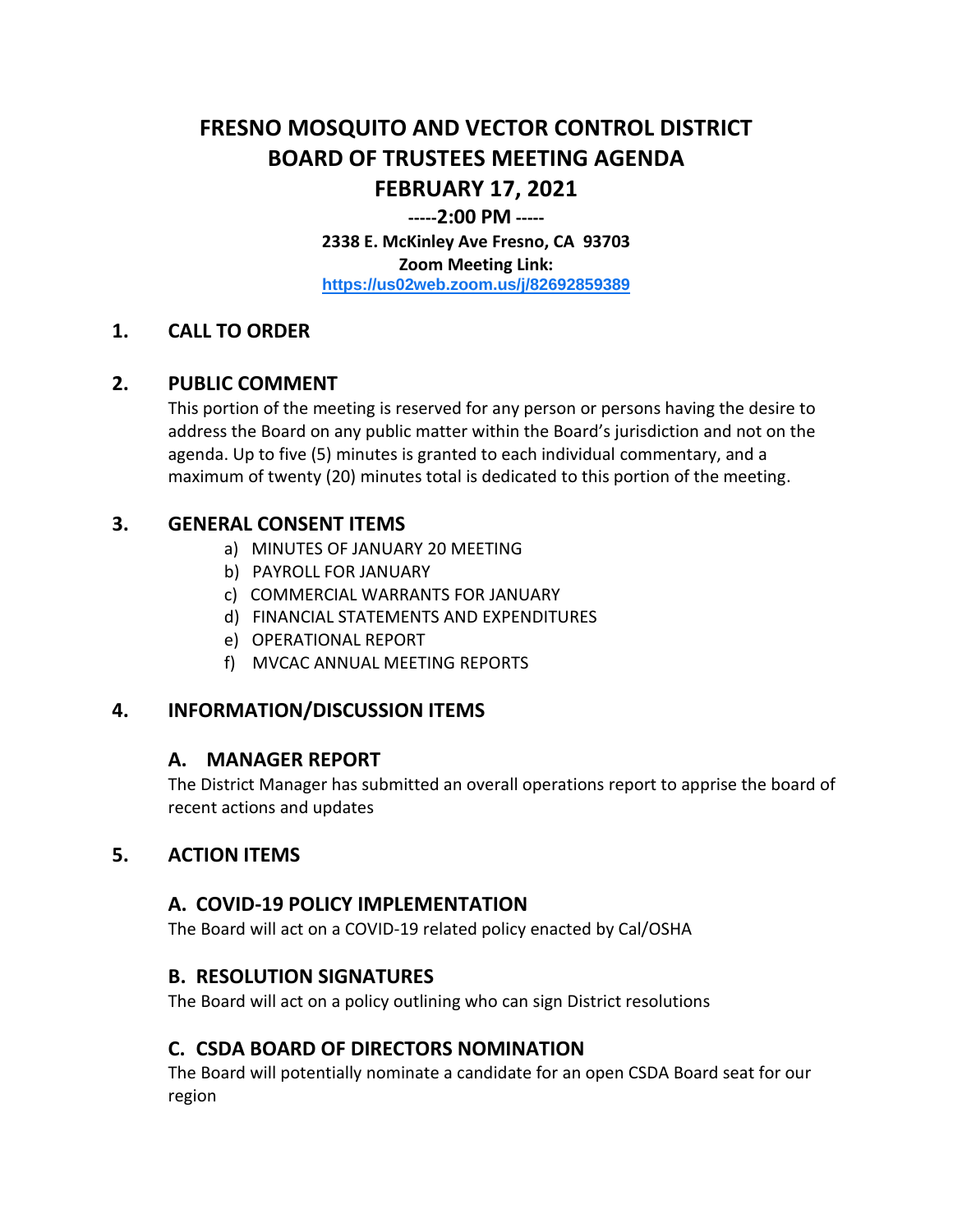# FRESNO MOSQUITO AND VECTOR CONTROL DISTRICT
# BOARD OF TRUSTEES MEETING AGENDA
# FEBRUARY 17, 2021

**-----2:00 PM -----**

**2338 E. McKinley Ave Fresno, CA 93703**

**Zoom Meeting Link:**

**https://us02web.zoom.us/j/82692859389**

## 1. CALL TO ORDER

## 2. PUBLIC COMMENT

This portion of the meeting is reserved for any person or persons having the desire to address the Board on any public matter within the Board's jurisdiction and not on the agenda. Up to five (5) minutes is granted to each individual commentary, and a maximum of twenty (20) minutes total is dedicated to this portion of the meeting.

## 3. GENERAL CONSENT ITEMS

a) MINUTES OF JANUARY 20 MEETING
b) PAYROLL FOR JANUARY
c) COMMERCIAL WARRANTS FOR JANUARY
d) FINANCIAL STATEMENTS AND EXPENDITURES
e) OPERATIONAL REPORT
f) MVCAC ANNUAL MEETING REPORTS

## 4. INFORMATION/DISCUSSION ITEMS

### A. MANAGER REPORT

The District Manager has submitted an overall operations report to apprise the board of recent actions and updates

## 5. ACTION ITEMS

### A. COVID-19 POLICY IMPLEMENTATION

The Board will act on a COVID-19 related policy enacted by Cal/OSHA

### B. RESOLUTION SIGNATURES

The Board will act on a policy outlining who can sign District resolutions

### C. CSDA BOARD OF DIRECTORS NOMINATION

The Board will potentially nominate a candidate for an open CSDA Board seat for our region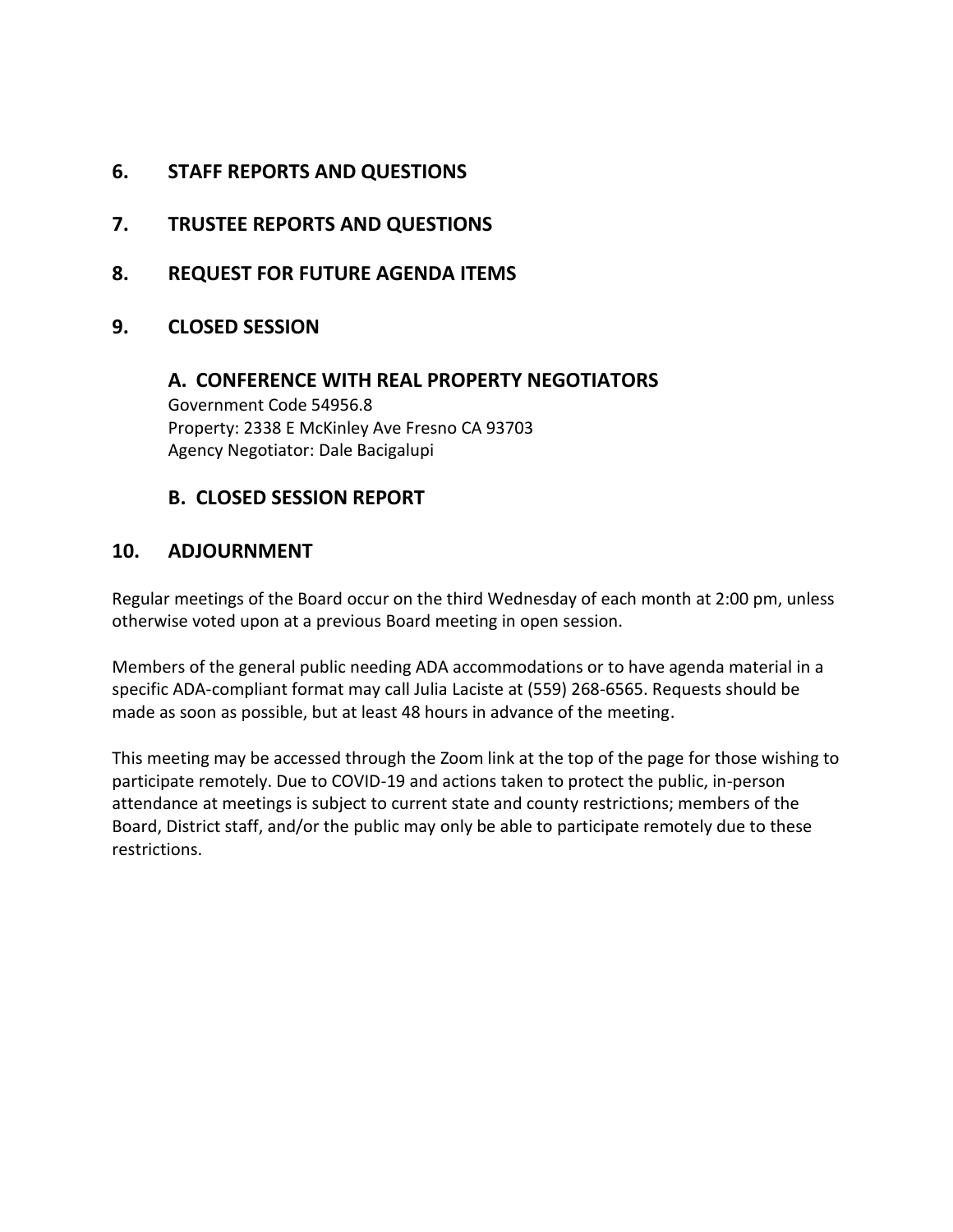## 6. STAFF REPORTS AND QUESTIONS

## 7. TRUSTEE REPORTS AND QUESTIONS

## 8. REQUEST FOR FUTURE AGENDA ITEMS

## 9. CLOSED SESSION

### A. CONFERENCE WITH REAL PROPERTY NEGOTIATORS

Government Code 54956.8
Property: 2338 E McKinley Ave Fresno CA 93703
Agency Negotiator: Dale Bacigalupi

### B. CLOSED SESSION REPORT

## 10. ADJOURNMENT

Regular meetings of the Board occur on the third Wednesday of each month at 2:00 pm, unless otherwise voted upon at a previous Board meeting in open session.

Members of the general public needing ADA accommodations or to have agenda material in a specific ADA-compliant format may call Julia Laciste at (559) 268-6565. Requests should be made as soon as possible, but at least 48 hours in advance of the meeting.

This meeting may be accessed through the Zoom link at the top of the page for those wishing to participate remotely. Due to COVID-19 and actions taken to protect the public, in-person attendance at meetings is subject to current state and county restrictions; members of the Board, District staff, and/or the public may only be able to participate remotely due to these restrictions.